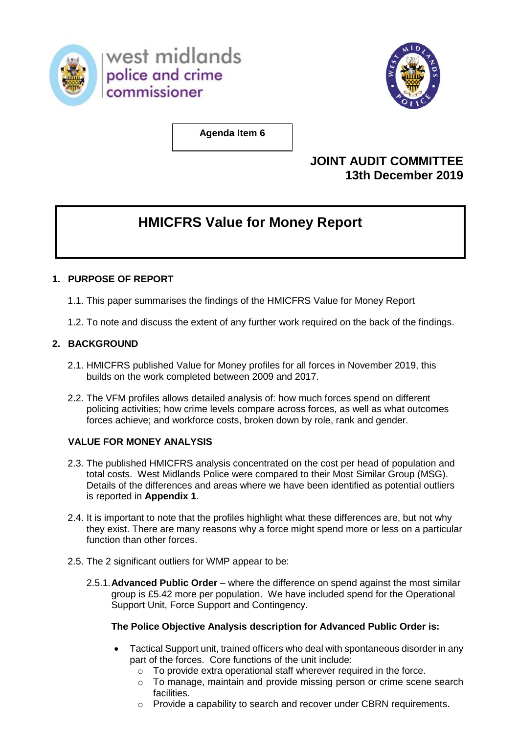west midlands police and crime commissioner

**Agenda Item 6**

**JOINT AUDIT COMMITTEE**
**13th December 2019**

# HMICFRS Value for Money Report

## 1. PURPOSE OF REPORT

1.1. This paper summarises the findings of the HMICFRS Value for Money Report

1.2. To note and discuss the extent of any further work required on the back of the findings.

## 2. BACKGROUND

2.1. HMICFRS published Value for Money profiles for all forces in November 2019, this builds on the work completed between 2009 and 2017.

2.2. The VFM profiles allows detailed analysis of: how much forces spend on different policing activities; how crime levels compare across forces, as well as what outcomes forces achieve; and workforce costs, broken down by role, rank and gender.

### VALUE FOR MONEY ANALYSIS

2.3. The published HMICFRS analysis concentrated on the cost per head of population and total costs. West Midlands Police were compared to their Most Similar Group (MSG). Details of the differences and areas where we have been identified as potential outliers is reported in **Appendix 1**.

2.4. It is important to note that the profiles highlight what these differences are, but not why they exist. There are many reasons why a force might spend more or less on a particular function than other forces.

2.5. The 2 significant outliers for WMP appear to be:

2.5.1. **Advanced Public Order** – where the difference on spend against the most similar group is £5.42 more per population. We have included spend for the Operational Support Unit, Force Support and Contingency.

**The Police Objective Analysis description for Advanced Public Order is:**

- Tactical Support unit, trained officers who deal with spontaneous disorder in any part of the forces. Core functions of the unit include:
  - To provide extra operational staff wherever required in the force.
  - To manage, maintain and provide missing person or crime scene search facilities.
  - Provide a capability to search and recover under CBRN requirements.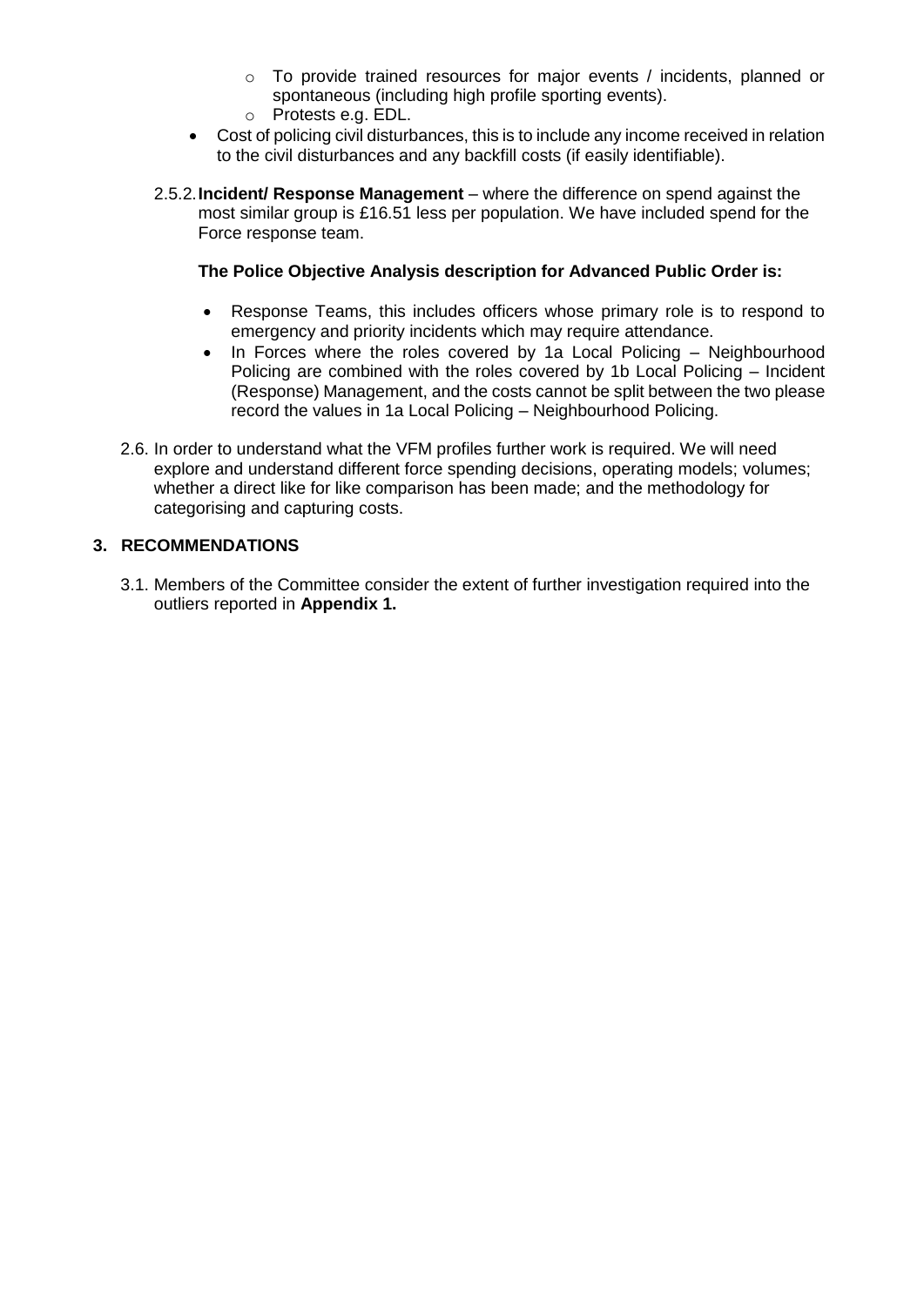- To provide trained resources for major events / incidents, planned or spontaneous (including high profile sporting events).
  - Protests e.g. EDL.
- Cost of policing civil disturbances, this is to include any income received in relation to the civil disturbances and any backfill costs (if easily identifiable).

2.5.2. **Incident/ Response Management** – where the difference on spend against the most similar group is £16.51 less per population. We have included spend for the Force response team.

**The Police Objective Analysis description for Advanced Public Order is:**

- Response Teams, this includes officers whose primary role is to respond to emergency and priority incidents which may require attendance.
- In Forces where the roles covered by 1a Local Policing – Neighbourhood Policing are combined with the roles covered by 1b Local Policing – Incident (Response) Management, and the costs cannot be split between the two please record the values in 1a Local Policing – Neighbourhood Policing.

2.6. In order to understand what the VFM profiles further work is required. We will need explore and understand different force spending decisions, operating models; volumes; whether a direct like for like comparison has been made; and the methodology for categorising and capturing costs.

## 3. RECOMMENDATIONS

3.1. Members of the Committee consider the extent of further investigation required into the outliers reported in **Appendix 1.**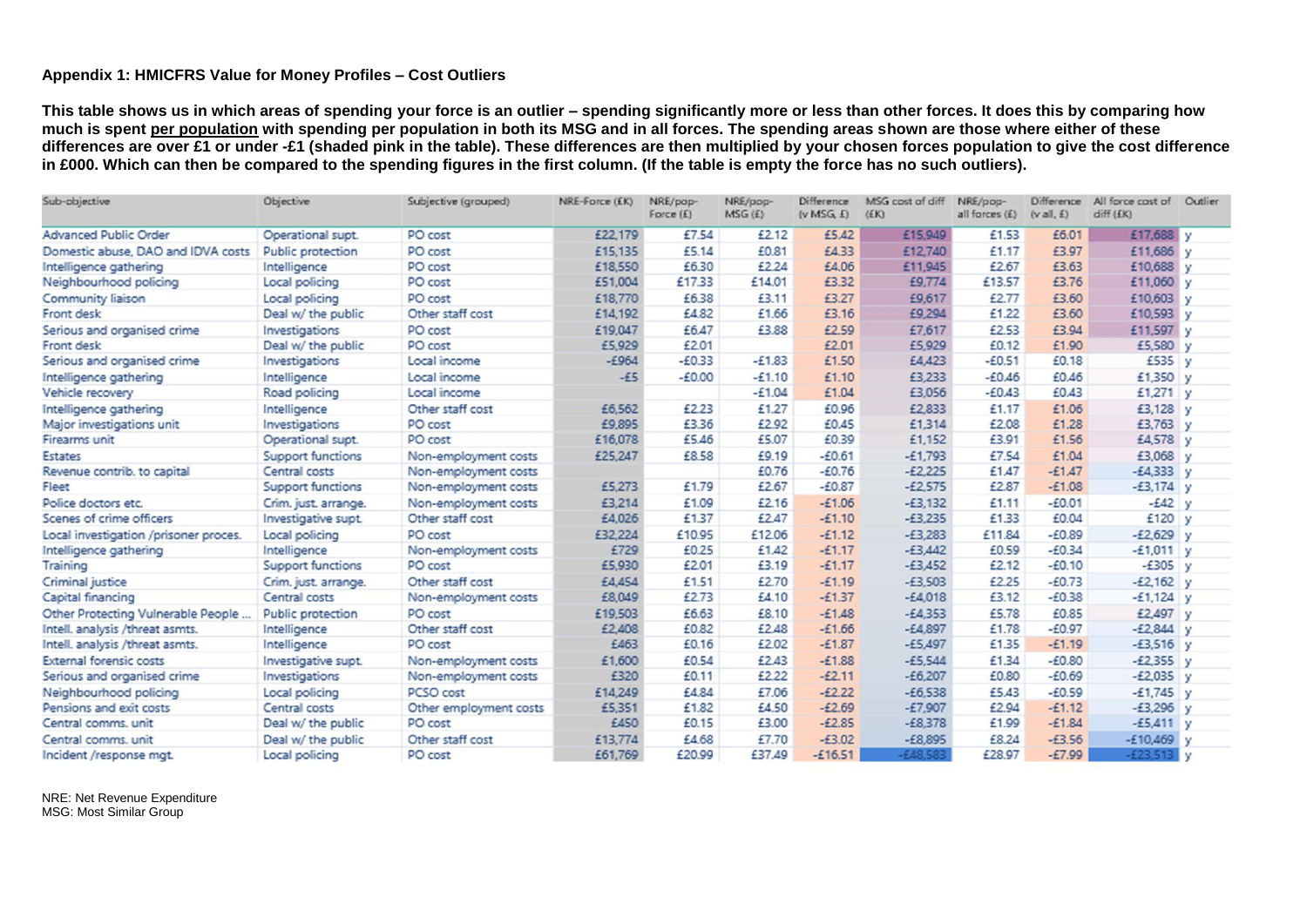**Appendix 1: HMICFRS Value for Money Profiles – Cost Outliers**

**This table shows us in which areas of spending your force is an outlier – spending significantly more or less than other forces. It does this by comparing how much is spent <u>per population</u> with spending per population in both its MSG and in all forces. The spending areas shown are those where either of these differences are over £1 or under -£1 (shaded pink in the table). These differences are then multiplied by your chosen forces population to give the cost difference in £000. Which can then be compared to the spending figures in the first column. (If the table is empty the force has no such outliers).**

| Sub-objective | Objective | Subjective (grouped) | NRE-Force (£K) | NRE/pop-Force (£) | NRE/pop-MSG (£) | Difference (v MSG, £) | MSG cost of diff (£K) | NRE/pop-all forces (£) | Difference (v all, £) | All force cost of diff (£K) | Outlier |
|---|---|---|---|---|---|---|---|---|---|---|---|
| Advanced Public Order | Operational supt. | PO cost | £22,179 | £7.54 | £2.12 | £5.42 | £15,949 | £1.53 | £6.01 | £17,688 | y |
| Domestic abuse, DAO and IDVA costs | Public protection | PO cost | £15,135 | £5.14 | £0.81 | £4.33 | £12,740 | £1.17 | £3.97 | £11,686 | y |
| Intelligence gathering | Intelligence | PO cost | £18,550 | £6.30 | £2.24 | £4.06 | £11,945 | £2.67 | £3.63 | £10,688 | y |
| Neighbourhood policing | Local policing | PO cost | £51,004 | £17.33 | £14.01 | £3.32 | £9,774 | £13.57 | £3.76 | £11,060 | y |
| Community liaison | Local policing | PO cost | £18,770 | £6.38 | £3.11 | £3.27 | £9,617 | £2.77 | £3.60 | £10,603 | y |
| Front desk | Deal w/ the public | Other staff cost | £14,192 | £4.82 | £1.66 | £3.16 | £9,294 | £1.22 | £3.60 | £10,593 | y |
| Serious and organised crime | Investigations | PO cost | £19,047 | £6.47 | £3.88 | £2.59 | £7,617 | £2.53 | £3.94 | £11,597 | y |
| Front desk | Deal w/ the public | PO cost | £5,929 | £2.01 | | £2.01 | £5,929 | £0.12 | £1.90 | £5,580 | y |
| Serious and organised crime | Investigations | Local income | -£964 | -£0.33 | -£1.83 | £1.50 | £4,423 | -£0.51 | £0.18 | £535 | y |
| Intelligence gathering | Intelligence | Local income | -£5 | -£0.00 | -£1.10 | £1.10 | £3,233 | -£0.46 | £0.46 | £1,350 | y |
| Vehicle recovery | Road policing | Local income | | | -£1.04 | £1.04 | £3,056 | -£0.43 | £0.43 | £1,271 | y |
| Intelligence gathering | Intelligence | Other staff cost | £6,562 | £2.23 | £1.27 | £0.96 | £2,833 | £1.17 | £1.06 | £3,128 | y |
| Major investigations unit | Investigations | PO cost | £9,895 | £3.36 | £2.92 | £0.45 | £1,314 | £2.08 | £1.28 | £3,763 | y |
| Firearms unit | Operational supt. | PO cost | £16,078 | £5.46 | £5.07 | £0.39 | £1,152 | £3.91 | £1.56 | £4,578 | y |
| Estates | Support functions | Non-employment costs | £25,247 | £8.58 | £9.19 | -£0.61 | -£1,793 | £7.54 | £1.04 | £3,068 | y |
| Revenue contrib. to capital | Central costs | Non-employment costs | | | £0.76 | -£0.76 | -£2,225 | £1.47 | -£1.47 | -£4,333 | y |
| Fleet | Support functions | Non-employment costs | £5,273 | £1.79 | £2.67 | -£0.87 | -£2,575 | £2.87 | -£1.08 | -£3,174 | y |
| Police doctors etc. | Crim. just. arrange. | Non-employment costs | £3,214 | £1.09 | £2.16 | -£1.06 | -£3,132 | £1.11 | -£0.01 | -£42 | y |
| Scenes of crime officers | Investigative supt. | Other staff cost | £4,026 | £1.37 | £2.47 | -£1.10 | -£3,235 | £1.33 | £0.04 | £120 | y |
| Local investigation /prisoner proces. | Local policing | PO cost | £32,224 | £10.95 | £12.06 | -£1.12 | -£3,283 | £11.84 | -£0.89 | -£2,629 | y |
| Intelligence gathering | Intelligence | Non-employment costs | £729 | £0.25 | £1.42 | -£1.17 | -£3,442 | £0.59 | -£0.34 | -£1,011 | y |
| Training | Support functions | PO cost | £5,930 | £2.01 | £3.19 | -£1.17 | -£3,452 | £2.12 | -£0.10 | -£305 | y |
| Criminal justice | Crim. just. arrange. | Other staff cost | £4,454 | £1.51 | £2.70 | -£1.19 | -£3,503 | £2.25 | -£0.73 | -£2,162 | y |
| Capital financing | Central costs | Non-employment costs | £8,049 | £2.73 | £4.10 | -£1.37 | -£4,018 | £3.12 | -£0.38 | -£1,124 | y |
| Other Protecting Vulnerable People ... | Public protection | PO cost | £19,503 | £6.63 | £8.10 | -£1.48 | -£4,353 | £5.78 | £0.85 | £2,497 | y |
| Intell. analysis /threat asmts. | Intelligence | Other staff cost | £2,408 | £0.82 | £2.48 | -£1.66 | -£4,897 | £1.78 | -£0.97 | -£2,844 | y |
| Intell. analysis /threat asmts. | Intelligence | PO cost | £463 | £0.16 | £2.02 | -£1.87 | -£5,497 | £1.35 | -£1.19 | -£3,516 | y |
| External forensic costs | Investigative supt. | Non-employment costs | £1,600 | £0.54 | £2.43 | -£1.88 | -£5,544 | £1.34 | -£0.80 | -£2,355 | y |
| Serious and organised crime | Investigations | Non-employment costs | £320 | £0.11 | £2.22 | -£2.11 | -£6,207 | £0.80 | -£0.69 | -£2,035 | y |
| Neighbourhood policing | Local policing | PCSO cost | £14,249 | £4.84 | £7.06 | -£2.22 | -£6,538 | £5.43 | -£0.59 | -£1,745 | y |
| Pensions and exit costs | Central costs | Other employment costs | £5,351 | £1.82 | £4.50 | -£2.69 | -£7,907 | £2.94 | -£1.12 | -£3,296 | y |
| Central comms. unit | Deal w/ the public | PO cost | £450 | £0.15 | £3.00 | -£2.85 | -£8,378 | £1.99 | -£1.84 | -£5,411 | y |
| Central comms. unit | Deal w/ the public | Other staff cost | £13,774 | £4.68 | £7.70 | -£3.02 | -£8,895 | £8.24 | -£3.56 | -£10,469 | y |
| Incident /response mgt. | Local policing | PO cost | £61,769 | £20.99 | £37.49 | -£16.51 | -£48,583 | £28.97 | -£7.99 | -£23,513 | y |

NRE: Net Revenue Expenditure
MSG: Most Similar Group